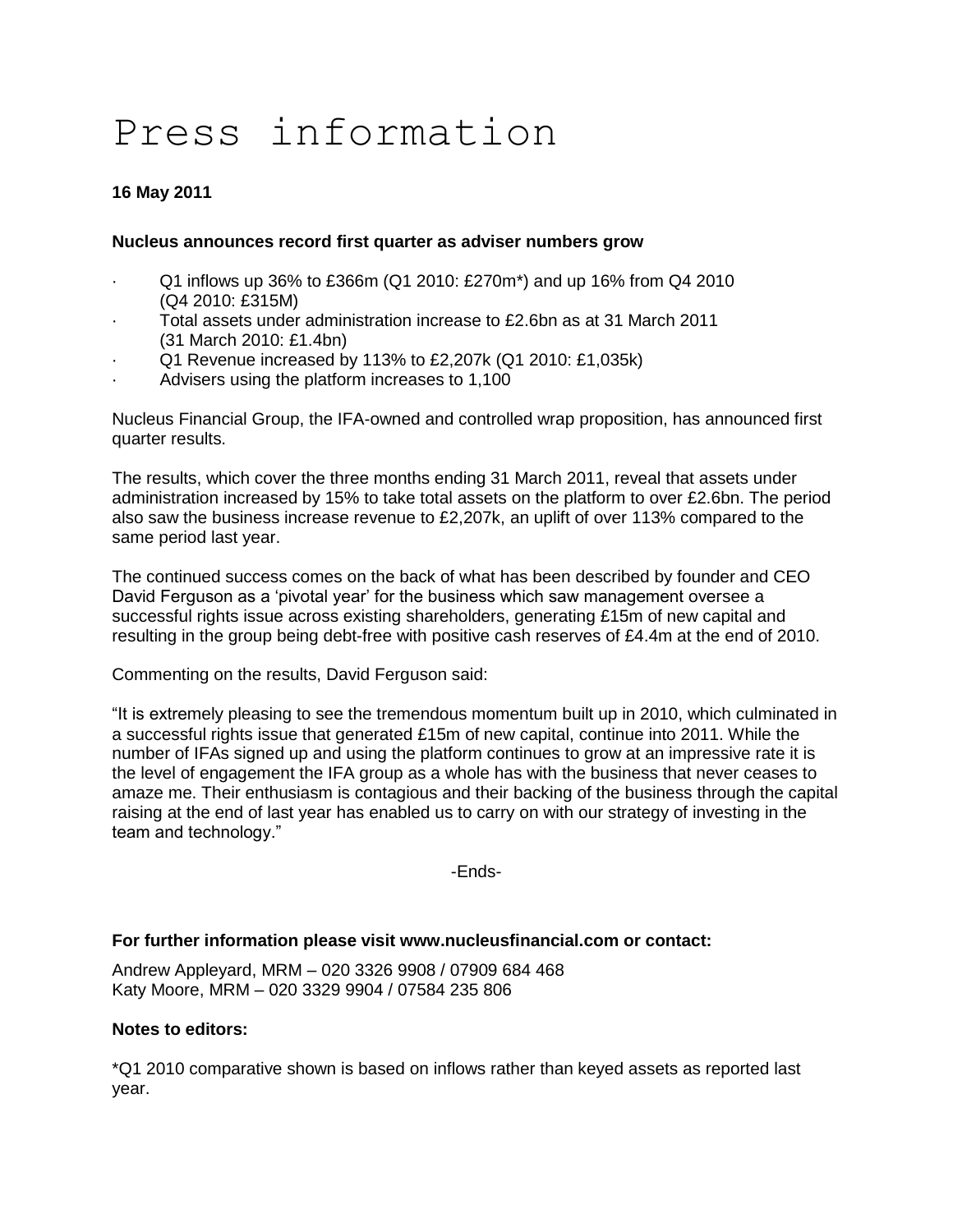# Press information

**16 May 2011**

**Nucleus announces record first quarter as adviser numbers grow**

- Q1 inflows up 36% to £366m (Q1 2010: £270m*) and up 16% from Q4 2010 (Q4 2010: £315M)
- Total assets under administration increase to £2.6bn as at 31 March 2011 (31 March 2010: £1.4bn)
- Q1 Revenue increased by 113% to £2,207k (Q1 2010: £1,035k)
- Advisers using the platform increases to 1,100

Nucleus Financial Group, the IFA-owned and controlled wrap proposition, has announced first quarter results.

The results, which cover the three months ending 31 March 2011, reveal that assets under administration increased by 15% to take total assets on the platform to over £2.6bn. The period also saw the business increase revenue to £2,207k, an uplift of over 113% compared to the same period last year.

The continued success comes on the back of what has been described by founder and CEO David Ferguson as a 'pivotal year' for the business which saw management oversee a successful rights issue across existing shareholders, generating £15m of new capital and resulting in the group being debt-free with positive cash reserves of £4.4m at the end of 2010.

Commenting on the results, David Ferguson said:

"It is extremely pleasing to see the tremendous momentum built up in 2010, which culminated in a successful rights issue that generated £15m of new capital, continue into 2011. While the number of IFAs signed up and using the platform continues to grow at an impressive rate it is the level of engagement the IFA group as a whole has with the business that never ceases to amaze me. Their enthusiasm is contagious and their backing of the business through the capital raising at the end of last year has enabled us to carry on with our strategy of investing in the team and technology."

-Ends-

**For further information please visit www.nucleusfinancial.com or contact:**

Andrew Appleyard, MRM – 020 3326 9908 / 07909 684 468
Katy Moore, MRM – 020 3329 9904 / 07584 235 806

**Notes to editors:**

*Q1 2010 comparative shown is based on inflows rather than keyed assets as reported last year.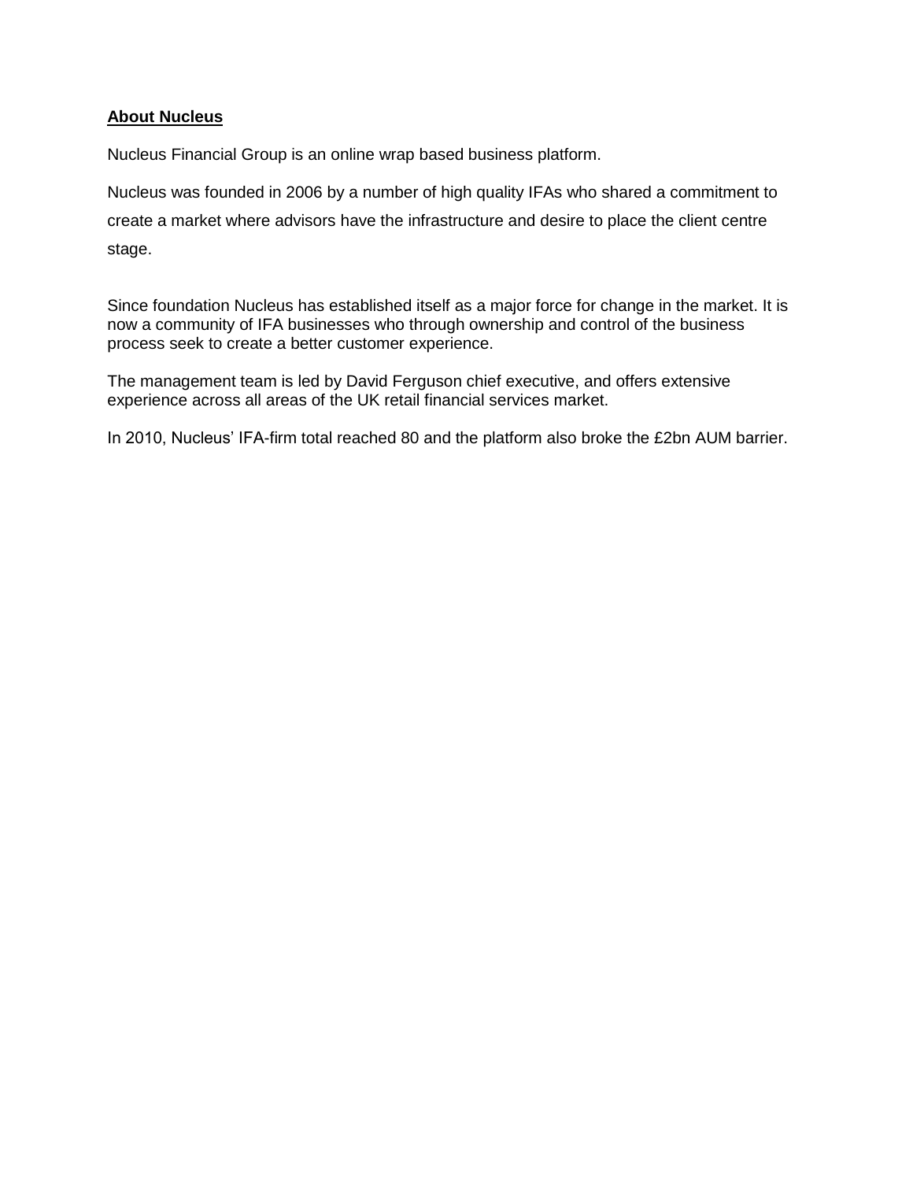**About Nucleus**

Nucleus Financial Group is an online wrap based business platform.

Nucleus was founded in 2006 by a number of high quality IFAs who shared a commitment to create a market where advisors have the infrastructure and desire to place the client centre stage.

Since foundation Nucleus has established itself as a major force for change in the market. It is now a community of IFA businesses who through ownership and control of the business process seek to create a better customer experience.

The management team is led by David Ferguson chief executive, and offers extensive experience across all areas of the UK retail financial services market.

In 2010, Nucleus' IFA-firm total reached 80 and the platform also broke the £2bn AUM barrier.